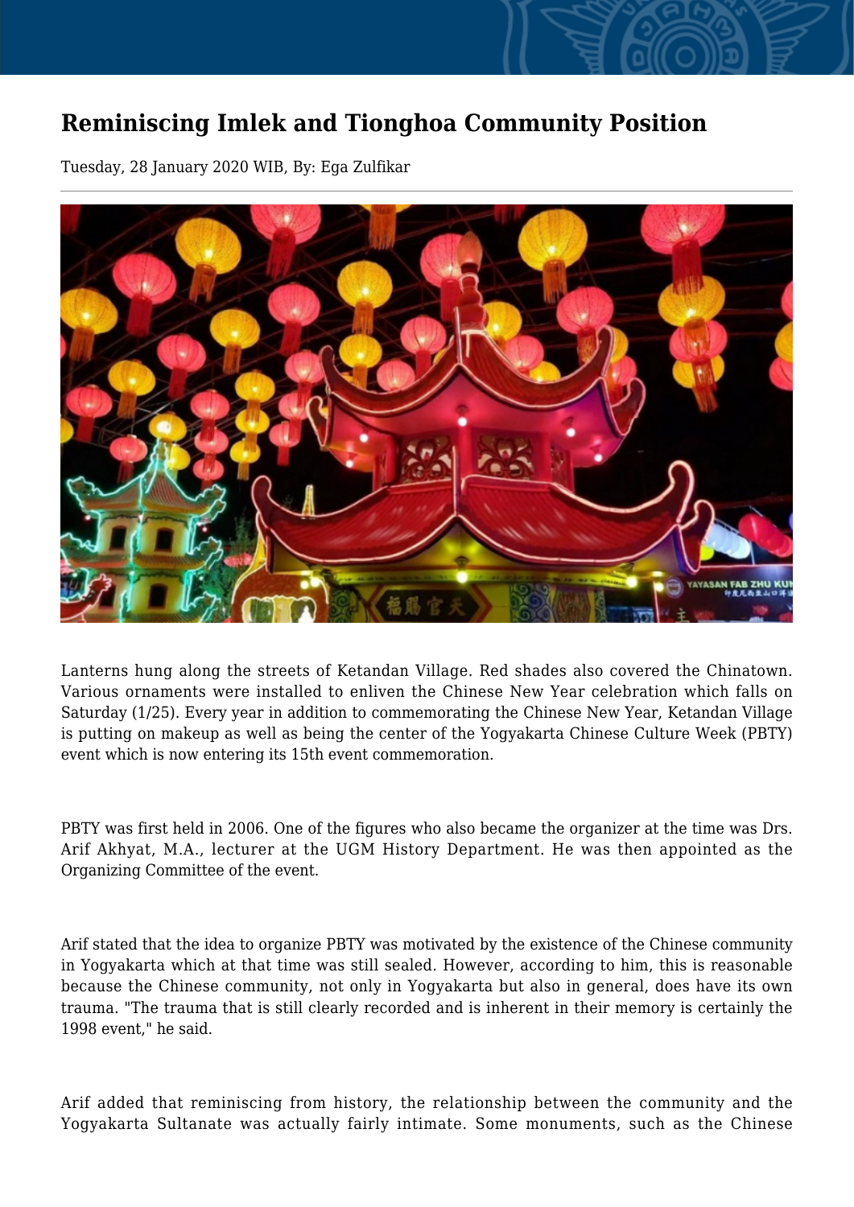# Reminiscing Imlek and Tionghoa Community Position

Tuesday, 28 January 2020 WIB, By: Ega Zulfikar

Lanterns hung along the streets of Ketandan Village. Red shades also covered the Chinatown. Various ornaments were installed to enliven the Chinese New Year celebration which falls on Saturday (1/25). Every year in addition to commemorating the Chinese New Year, Ketandan Village is putting on makeup as well as being the center of the Yogyakarta Chinese Culture Week (PBTY) event which is now entering its 15th event commemoration.

PBTY was first held in 2006. One of the figures who also became the organizer at the time was Drs. Arif Akhyat, M.A., lecturer at the UGM History Department. He was then appointed as the Organizing Committee of the event.

Arif stated that the idea to organize PBTY was motivated by the existence of the Chinese community in Yogyakarta which at that time was still sealed. However, according to him, this is reasonable because the Chinese community, not only in Yogyakarta but also in general, does have its own trauma. "The trauma that is still clearly recorded and is inherent in their memory is certainly the 1998 event," he said.

Arif added that reminiscing from history, the relationship between the community and the Yogyakarta Sultanate was actually fairly intimate. Some monuments, such as the Chinese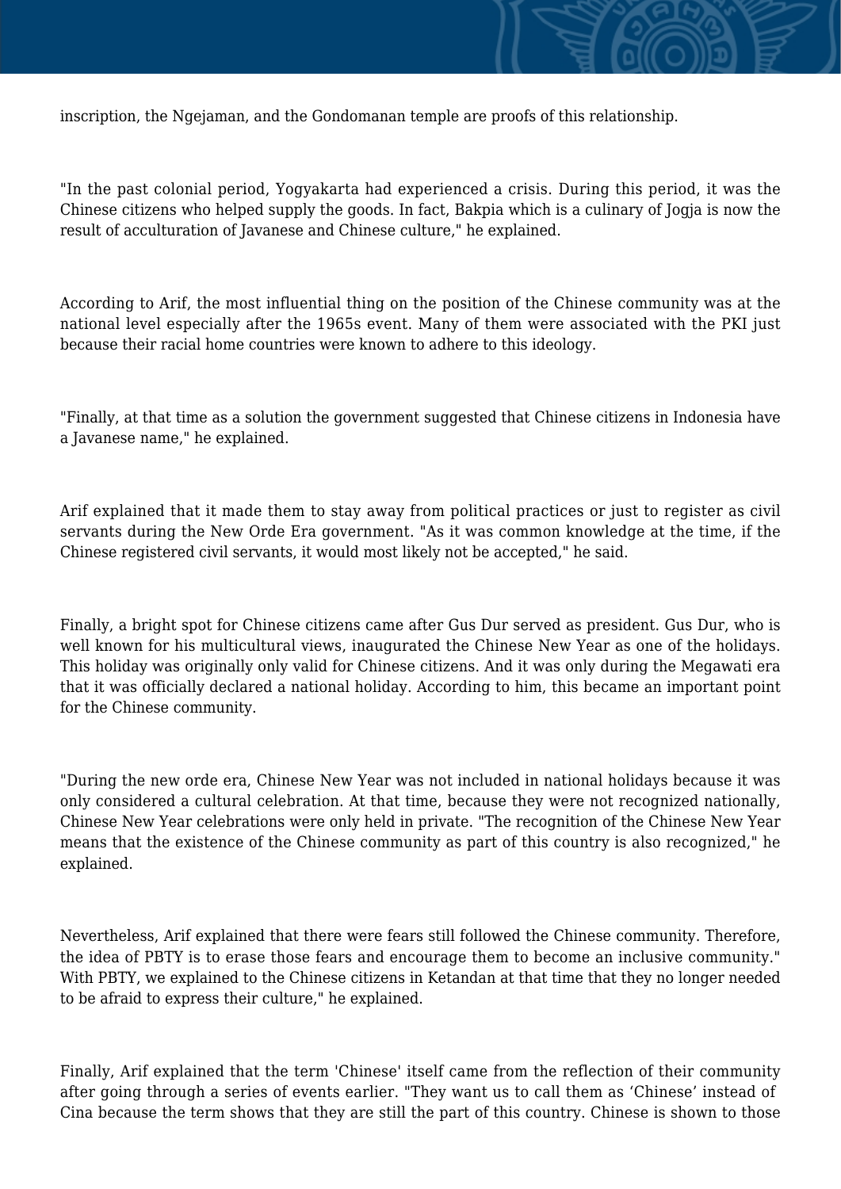inscription, the Ngejaman, and the Gondomanan temple are proofs of this relationship.

"In the past colonial period, Yogyakarta had experienced a crisis. During this period, it was the Chinese citizens who helped supply the goods. In fact, Bakpia which is a culinary of Jogja is now the result of acculturation of Javanese and Chinese culture," he explained.

According to Arif, the most influential thing on the position of the Chinese community was at the national level especially after the 1965s event. Many of them were associated with the PKI just because their racial home countries were known to adhere to this ideology.

"Finally, at that time as a solution the government suggested that Chinese citizens in Indonesia have a Javanese name," he explained.

Arif explained that it made them to stay away from political practices or just to register as civil servants during the New Orde Era government. "As it was common knowledge at the time, if the Chinese registered civil servants, it would most likely not be accepted," he said.

Finally, a bright spot for Chinese citizens came after Gus Dur served as president. Gus Dur, who is well known for his multicultural views, inaugurated the Chinese New Year as one of the holidays. This holiday was originally only valid for Chinese citizens. And it was only during the Megawati era that it was officially declared a national holiday. According to him, this became an important point for the Chinese community.

"During the new orde era, Chinese New Year was not included in national holidays because it was only considered a cultural celebration. At that time, because they were not recognized nationally, Chinese New Year celebrations were only held in private. "The recognition of the Chinese New Year means that the existence of the Chinese community as part of this country is also recognized," he explained.

Nevertheless, Arif explained that there were fears still followed the Chinese community. Therefore, the idea of PBTY is to erase those fears and encourage them to become an inclusive community." With PBTY, we explained to the Chinese citizens in Ketandan at that time that they no longer needed to be afraid to express their culture," he explained.

Finally, Arif explained that the term 'Chinese' itself came from the reflection of their community after going through a series of events earlier. "They want us to call them as 'Chinese' instead of Cina because the term shows that they are still the part of this country. Chinese is shown to those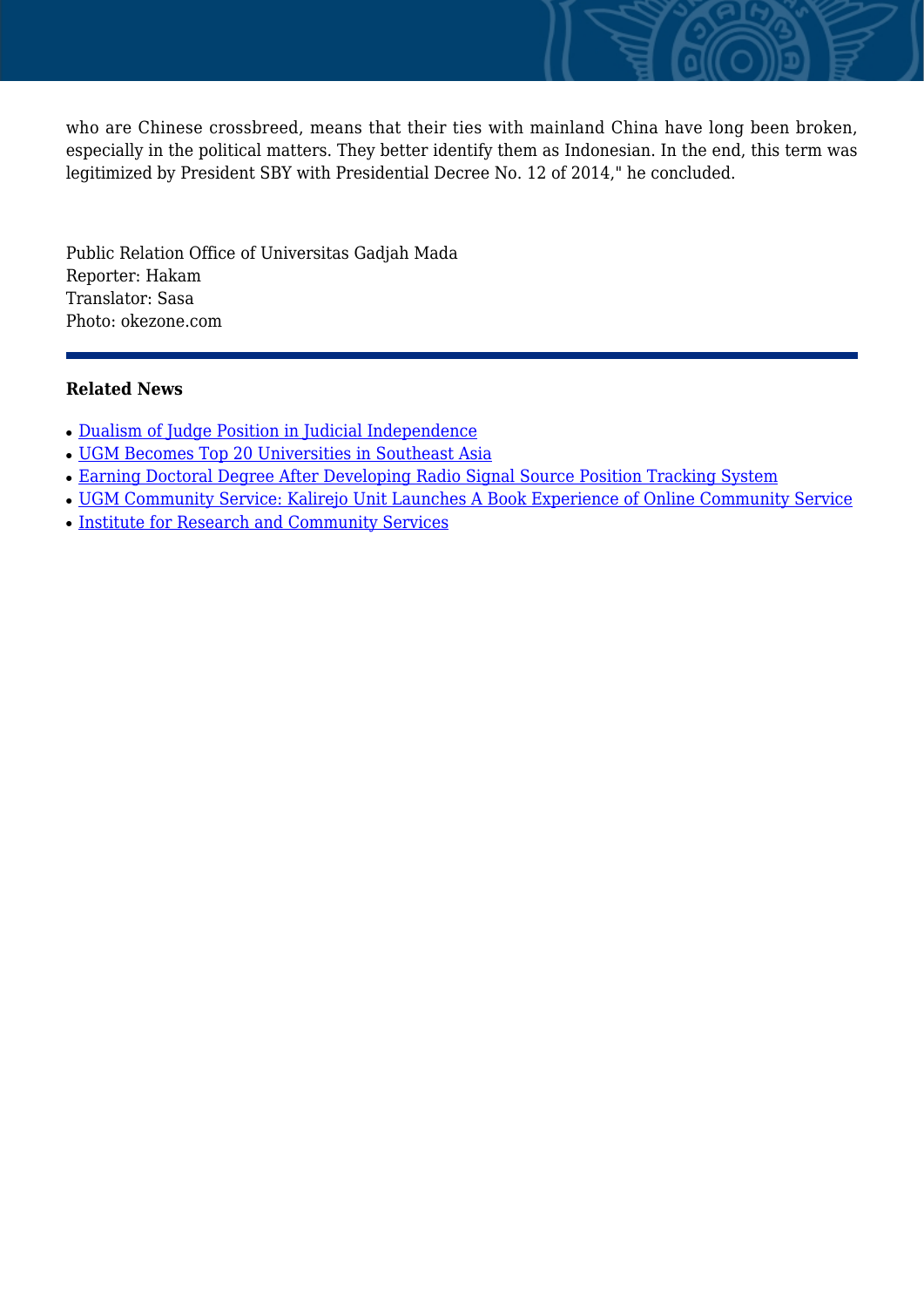who are Chinese crossbreed, means that their ties with mainland China have long been broken, especially in the political matters. They better identify them as Indonesian. In the end, this term was legitimized by President SBY with Presidential Decree No. 12 of 2014," he concluded.

Public Relation Office of Universitas Gadjah Mada
Reporter: Hakam
Translator: Sasa
Photo: okezone.com

---

**Related News**

- Dualism of Judge Position in Judicial Independence
- UGM Becomes Top 20 Universities in Southeast Asia
- Earning Doctoral Degree After Developing Radio Signal Source Position Tracking System
- UGM Community Service: Kalirejo Unit Launches A Book Experience of Online Community Service
- Institute for Research and Community Services